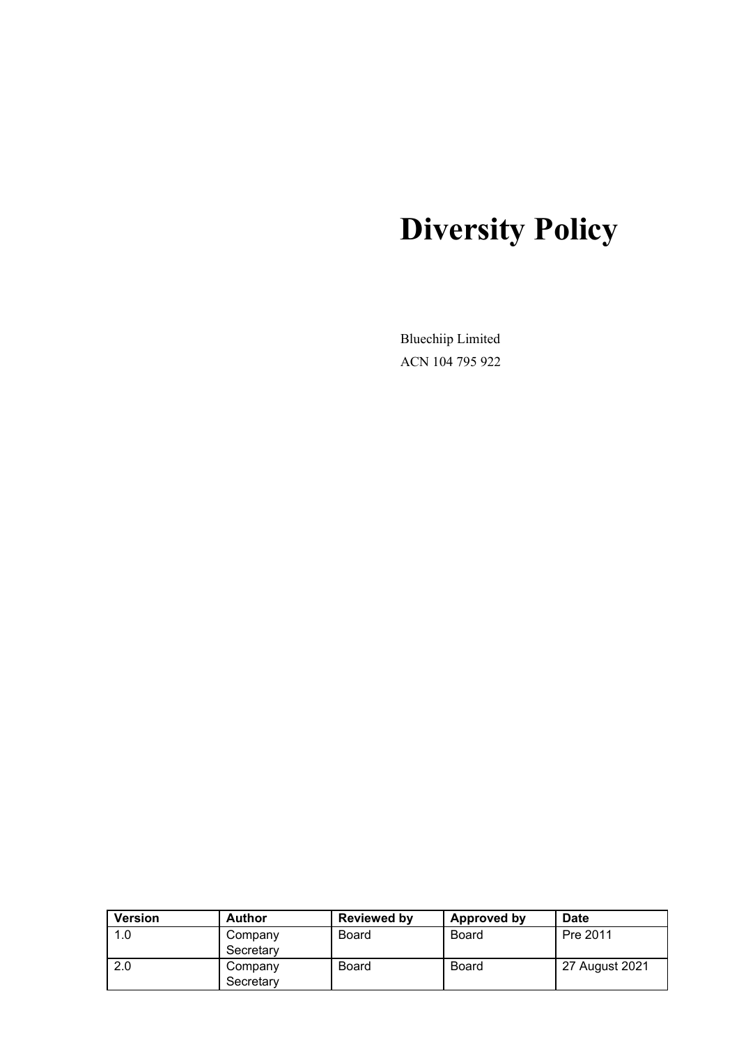# Diversity Policy

Bluechiip Limited

ACN 104 795 922

| Version | Author | Reviewed by | Approved by | Date |
|---|---|---|---|---|
| 1.0 | Company Secretary | Board | Board | Pre 2011 |
| 2.0 | Company Secretary | Board | Board | 27 August 2021 |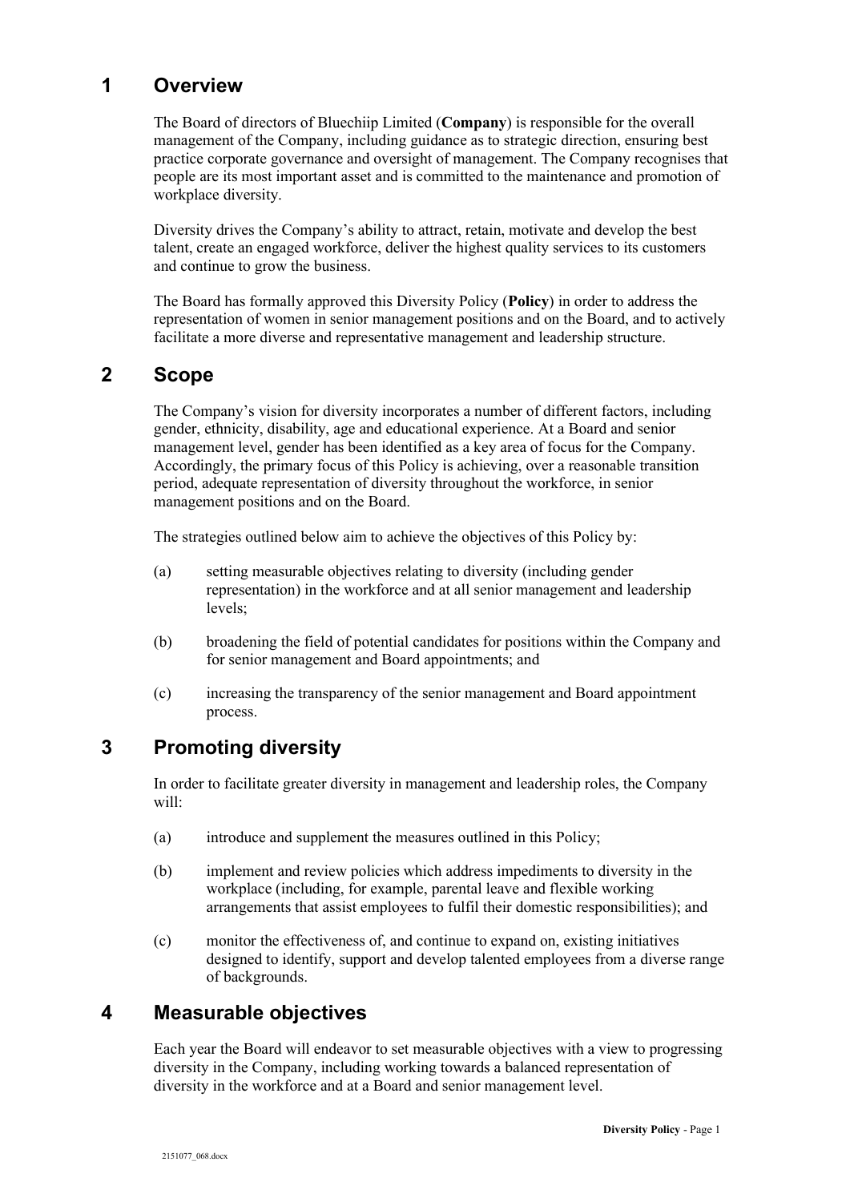## 1 Overview

The Board of directors of Bluechiip Limited (**Company**) is responsible for the overall management of the Company, including guidance as to strategic direction, ensuring best practice corporate governance and oversight of management. The Company recognises that people are its most important asset and is committed to the maintenance and promotion of workplace diversity.

Diversity drives the Company's ability to attract, retain, motivate and develop the best talent, create an engaged workforce, deliver the highest quality services to its customers and continue to grow the business.

The Board has formally approved this Diversity Policy (**Policy**) in order to address the representation of women in senior management positions and on the Board, and to actively facilitate a more diverse and representative management and leadership structure.

## 2 Scope

The Company's vision for diversity incorporates a number of different factors, including gender, ethnicity, disability, age and educational experience. At a Board and senior management level, gender has been identified as a key area of focus for the Company. Accordingly, the primary focus of this Policy is achieving, over a reasonable transition period, adequate representation of diversity throughout the workforce, in senior management positions and on the Board.

The strategies outlined below aim to achieve the objectives of this Policy by:

(a) setting measurable objectives relating to diversity (including gender representation) in the workforce and at all senior management and leadership levels;

(b) broadening the field of potential candidates for positions within the Company and for senior management and Board appointments; and

(c) increasing the transparency of the senior management and Board appointment process.

## 3 Promoting diversity

In order to facilitate greater diversity in management and leadership roles, the Company will:

(a) introduce and supplement the measures outlined in this Policy;

(b) implement and review policies which address impediments to diversity in the workplace (including, for example, parental leave and flexible working arrangements that assist employees to fulfil their domestic responsibilities); and

(c) monitor the effectiveness of, and continue to expand on, existing initiatives designed to identify, support and develop talented employees from a diverse range of backgrounds.

## 4 Measurable objectives

Each year the Board will endeavor to set measurable objectives with a view to progressing diversity in the Company, including working towards a balanced representation of diversity in the workforce and at a Board and senior management level.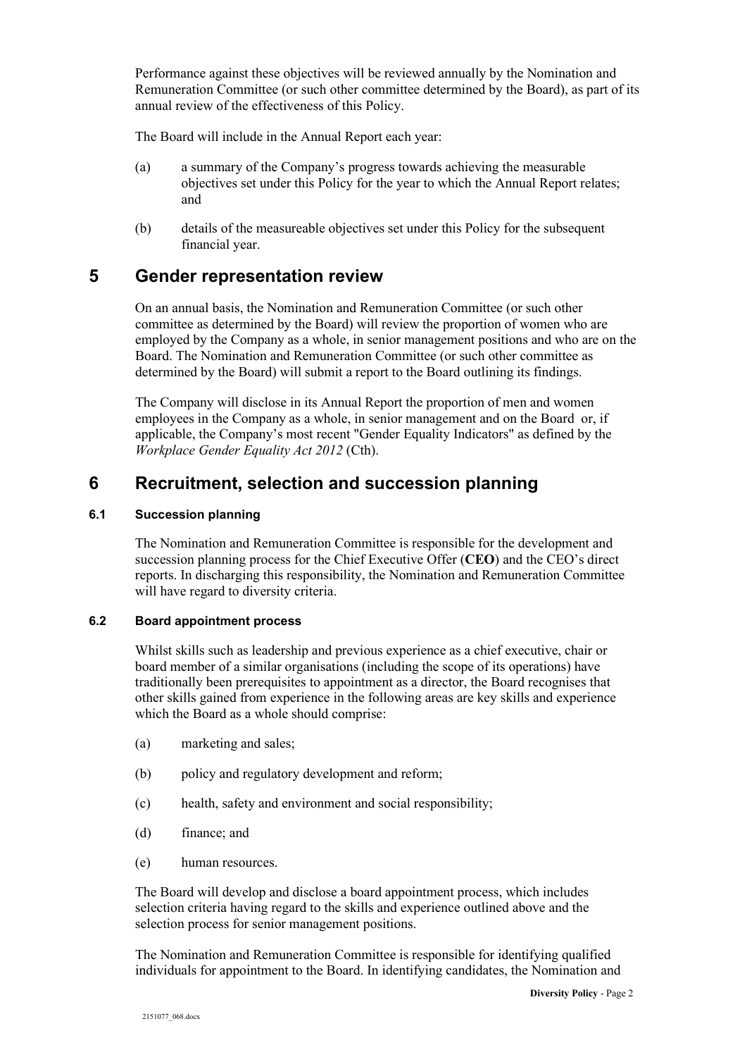Performance against these objectives will be reviewed annually by the Nomination and Remuneration Committee (or such other committee determined by the Board), as part of its annual review of the effectiveness of this Policy.

The Board will include in the Annual Report each year:

(a) a summary of the Company's progress towards achieving the measurable objectives set under this Policy for the year to which the Annual Report relates; and

(b) details of the measureable objectives set under this Policy for the subsequent financial year.

# 5 Gender representation review

On an annual basis, the Nomination and Remuneration Committee (or such other committee as determined by the Board) will review the proportion of women who are employed by the Company as a whole, in senior management positions and who are on the Board. The Nomination and Remuneration Committee (or such other committee as determined by the Board) will submit a report to the Board outlining its findings.

The Company will disclose in its Annual Report the proportion of men and women employees in the Company as a whole, in senior management and on the Board or, if applicable, the Company's most recent "Gender Equality Indicators" as defined by the *Workplace Gender Equality Act 2012* (Cth).

# 6 Recruitment, selection and succession planning

### 6.1 Succession planning

The Nomination and Remuneration Committee is responsible for the development and succession planning process for the Chief Executive Offer (**CEO**) and the CEO's direct reports. In discharging this responsibility, the Nomination and Remuneration Committee will have regard to diversity criteria.

### 6.2 Board appointment process

Whilst skills such as leadership and previous experience as a chief executive, chair or board member of a similar organisations (including the scope of its operations) have traditionally been prerequisites to appointment as a director, the Board recognises that other skills gained from experience in the following areas are key skills and experience which the Board as a whole should comprise:

(a) marketing and sales;

(b) policy and regulatory development and reform;

(c) health, safety and environment and social responsibility;

(d) finance; and

(e) human resources.

The Board will develop and disclose a board appointment process, which includes selection criteria having regard to the skills and experience outlined above and the selection process for senior management positions.

The Nomination and Remuneration Committee is responsible for identifying qualified individuals for appointment to the Board. In identifying candidates, the Nomination and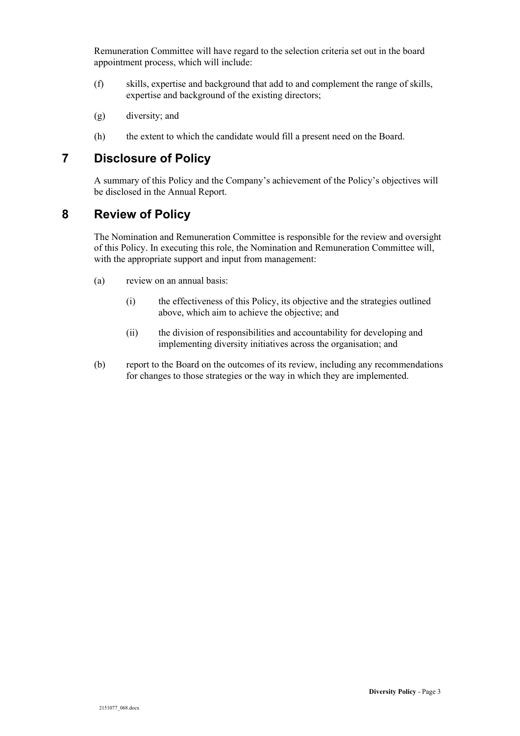Remuneration Committee will have regard to the selection criteria set out in the board appointment process, which will include:

(f) skills, expertise and background that add to and complement the range of skills, expertise and background of the existing directors;

(g) diversity; and

(h) the extent to which the candidate would fill a present need on the Board.

## 7 Disclosure of Policy

A summary of this Policy and the Company's achievement of the Policy's objectives will be disclosed in the Annual Report.

## 8 Review of Policy

The Nomination and Remuneration Committee is responsible for the review and oversight of this Policy. In executing this role, the Nomination and Remuneration Committee will, with the appropriate support and input from management:

(a) review on an annual basis:

  (i) the effectiveness of this Policy, its objective and the strategies outlined above, which aim to achieve the objective; and

  (ii) the division of responsibilities and accountability for developing and implementing diversity initiatives across the organisation; and

(b) report to the Board on the outcomes of its review, including any recommendations for changes to those strategies or the way in which they are implemented.